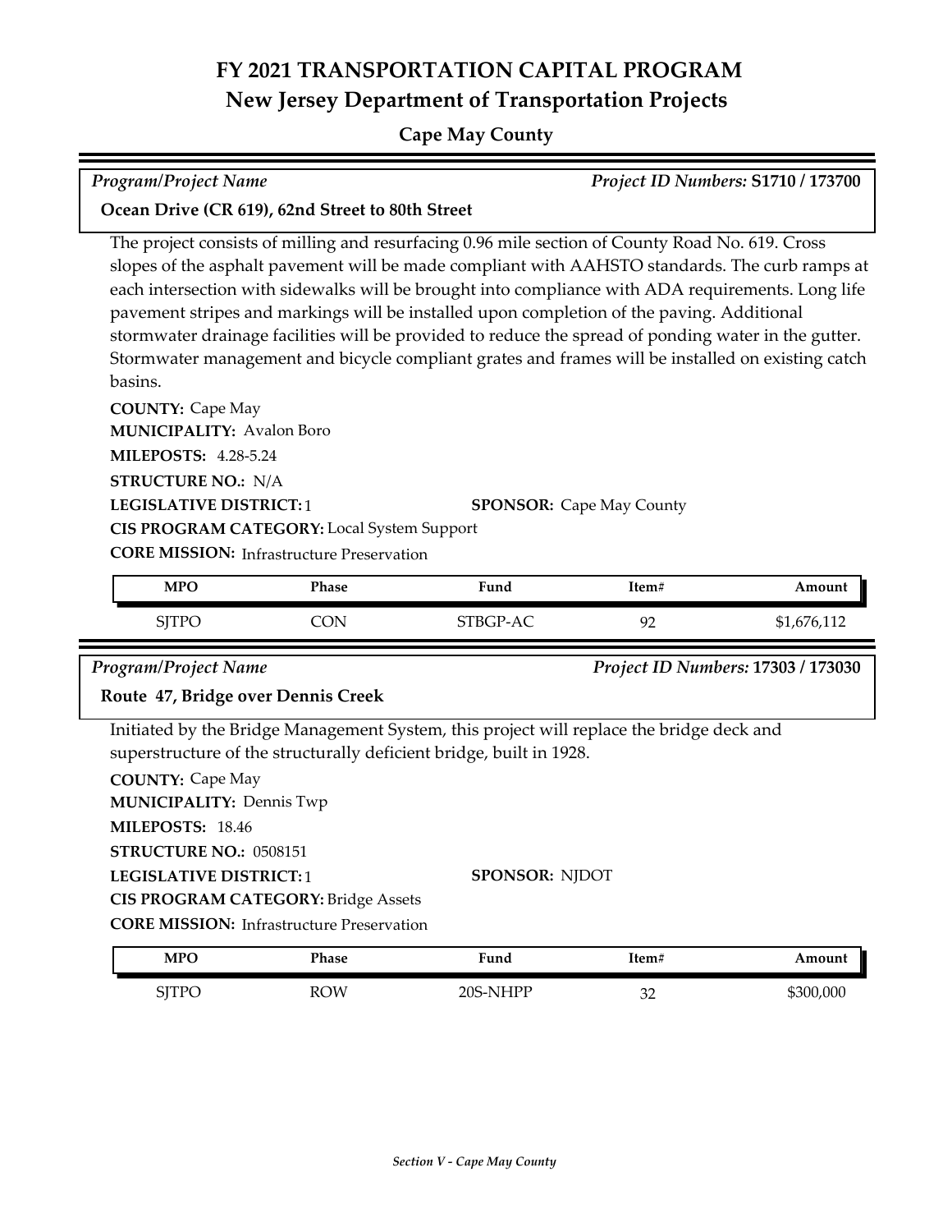# FY 2021 TRANSPORTATION CAPITAL PROGRAM
## New Jersey Department of Transportation Projects
### Cape May County

*Program/Project Name* — *Project ID Numbers:* **S1710 / 173700**

**Ocean Drive (CR 619), 62nd Street to 80th Street**

The project consists of milling and resurfacing 0.96 mile section of County Road No. 619. Cross slopes of the asphalt pavement will be made compliant with AAHSTO standards. The curb ramps at each intersection with sidewalks will be brought into compliance with ADA requirements. Long life pavement stripes and markings will be installed upon completion of the paving. Additional stormwater drainage facilities will be provided to reduce the spread of ponding water in the gutter. Stormwater management and bicycle compliant grates and frames will be installed on existing catch basins.

**COUNTY:** Cape May
**MUNICIPALITY:** Avalon Boro
**MILEPOSTS:** 4.28-5.24
**STRUCTURE NO.:** N/A
**LEGISLATIVE DISTRICT:** 1
**SPONSOR:** Cape May County
**CIS PROGRAM CATEGORY:** Local System Support
**CORE MISSION:** Infrastructure Preservation

| MPO | Phase | Fund | Item# | Amount |
|---|---|---|---|---|
| SJTPO | CON | STBGP-AC | 92 | $1,676,112 |

*Program/Project Name* — *Project ID Numbers:* **17303 / 173030**

**Route 47, Bridge over Dennis Creek**

Initiated by the Bridge Management System, this project will replace the bridge deck and superstructure of the structurally deficient bridge, built in 1928.

**COUNTY:** Cape May
**MUNICIPALITY:** Dennis Twp
**MILEPOSTS:** 18.46
**STRUCTURE NO.:** 0508151
**LEGISLATIVE DISTRICT:** 1
**SPONSOR:** NJDOT
**CIS PROGRAM CATEGORY:** Bridge Assets
**CORE MISSION:** Infrastructure Preservation

| MPO | Phase | Fund | Item# | Amount |
|---|---|---|---|---|
| SJTPO | ROW | 20S-NHPP | 32 | $300,000 |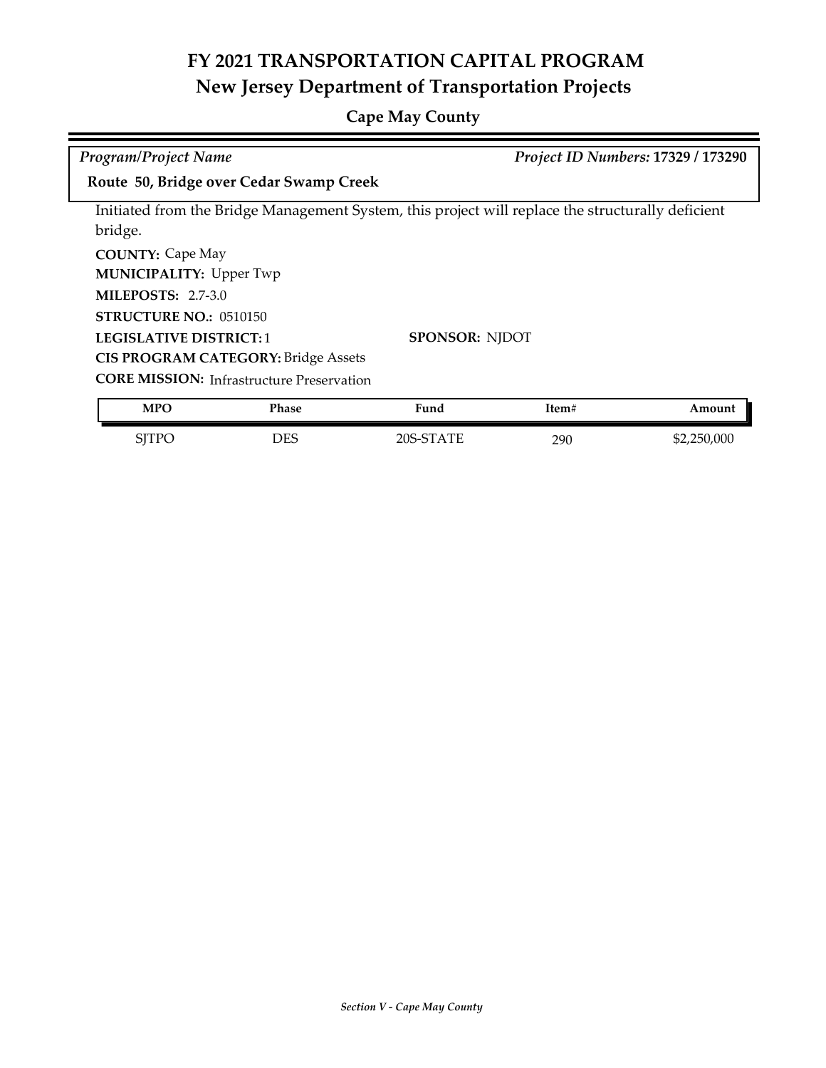# FY 2021 TRANSPORTATION CAPITAL PROGRAM
## New Jersey Department of Transportation Projects

### Cape May County

*Program/Project Name* — *Project ID Numbers:* **17329 / 173290**

**Route 50, Bridge over Cedar Swamp Creek**

Initiated from the Bridge Management System, this project will replace the structurally deficient bridge.

**COUNTY:** Cape May
**MUNICIPALITY:** Upper Twp
**MILEPOSTS:** 2.7-3.0
**STRUCTURE NO.:** 0510150
**LEGISLATIVE DISTRICT:** 1
**SPONSOR:** NJDOT
**CIS PROGRAM CATEGORY:** Bridge Assets
**CORE MISSION:** Infrastructure Preservation

| MPO | Phase | Fund | Item# | Amount |
|---|---|---|---|---|
| SJTPO | DES | 20S-STATE | 290 | $2,250,000 |